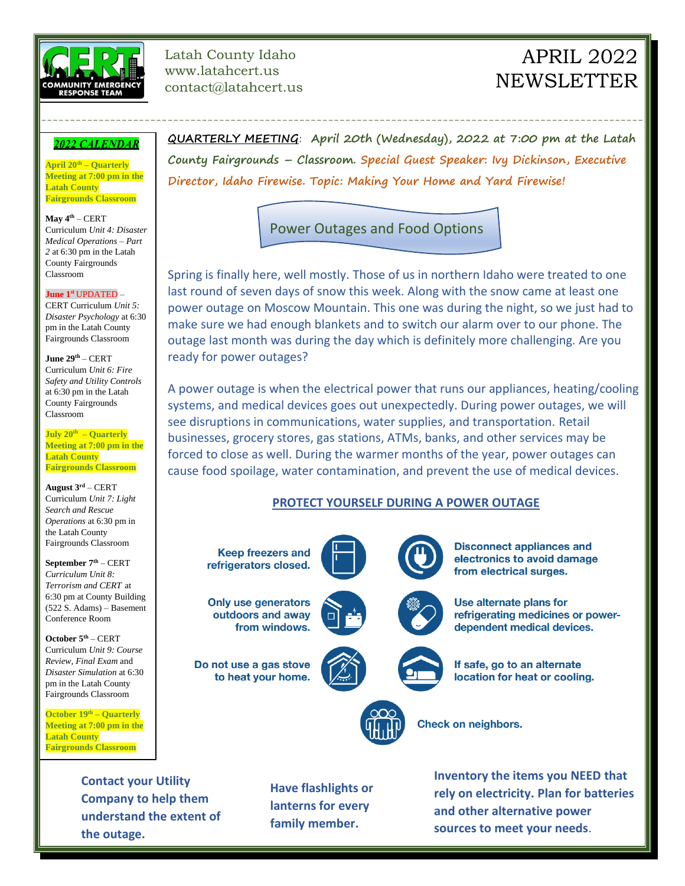Latah County Idaho
www.latahcert.us
contact@latahcert.us

# APRIL 2022 NEWSLETTER

## *2022 CALENDAR*

**April 20th – Quarterly Meeting at 7:00 pm in the Latah County Fairgrounds Classroom**

**May 4th** – CERT Curriculum *Unit 4: Disaster Medical Operations – Part 2* at 6:30 pm in the Latah County Fairgrounds Classroom

**June 1st** UPDATED – CERT Curriculum *Unit 5: Disaster Psychology* at 6:30 pm in the Latah County Fairgrounds Classroom

**June 29th** – CERT Curriculum *Unit 6: Fire Safety and Utility Controls* at 6:30 pm in the Latah County Fairgrounds Classroom

**July 20th – Quarterly Meeting at 7:00 pm in the Latah County Fairgrounds Classroom**

**August 3rd** – CERT Curriculum *Unit 7: Light Search and Rescue Operations* at 6:30 pm in the Latah County Fairgrounds Classroom

**September 7th** – CERT *Curriculum Unit 8: Terrorism and CERT* at 6:30 pm at County Building (522 S. Adams) – Basement Conference Room

**October 5th** – CERT Curriculum *Unit 9: Course Review, Final Exam* and *Disaster Simulation* at 6:30 pm in the Latah County Fairgrounds Classroom

**October 19th – Quarterly Meeting at 7:00 pm in the Latah County Fairgrounds Classroom**

**QUARTERLY MEETING: April 20th (Wednesday), 2022 at 7:00 pm at the Latah County Fairgrounds – Classroom. Special Guest Speaker: Ivy Dickinson, Executive Director, Idaho Firewise. Topic: Making Your Home and Yard Firewise!**

## Power Outages and Food Options

Spring is finally here, well mostly. Those of us in northern Idaho were treated to one last round of seven days of snow this week. Along with the snow came at least one power outage on Moscow Mountain. This one was during the night, so we just had to make sure we had enough blankets and to switch our alarm over to our phone. The outage last month was during the day which is definitely more challenging. Are you ready for power outages?

A power outage is when the electrical power that runs our appliances, heating/cooling systems, and medical devices goes out unexpectedly. During power outages, we will see disruptions in communications, water supplies, and transportation. Retail businesses, grocery stores, gas stations, ATMs, banks, and other services may be forced to close as well. During the warmer months of the year, power outages can cause food spoilage, water contamination, and prevent the use of medical devices.

### PROTECT YOURSELF DURING A POWER OUTAGE

- **Keep freezers and refrigerators closed.**
- **Disconnect appliances and electronics to avoid damage from electrical surges.**
- **Only use generators outdoors and away from windows.**
- **Use alternate plans for refrigerating medicines or power-dependent medical devices.**
- **Do not use a gas stove to heat your home.**
- **If safe, go to an alternate location for heat or cooling.**
- **Check on neighbors.**

**Contact your Utility Company to help them understand the extent of the outage.**

**Have flashlights or lanterns for every family member.**

**Inventory the items you NEED that rely on electricity. Plan for batteries and other alternative power sources to meet your needs.**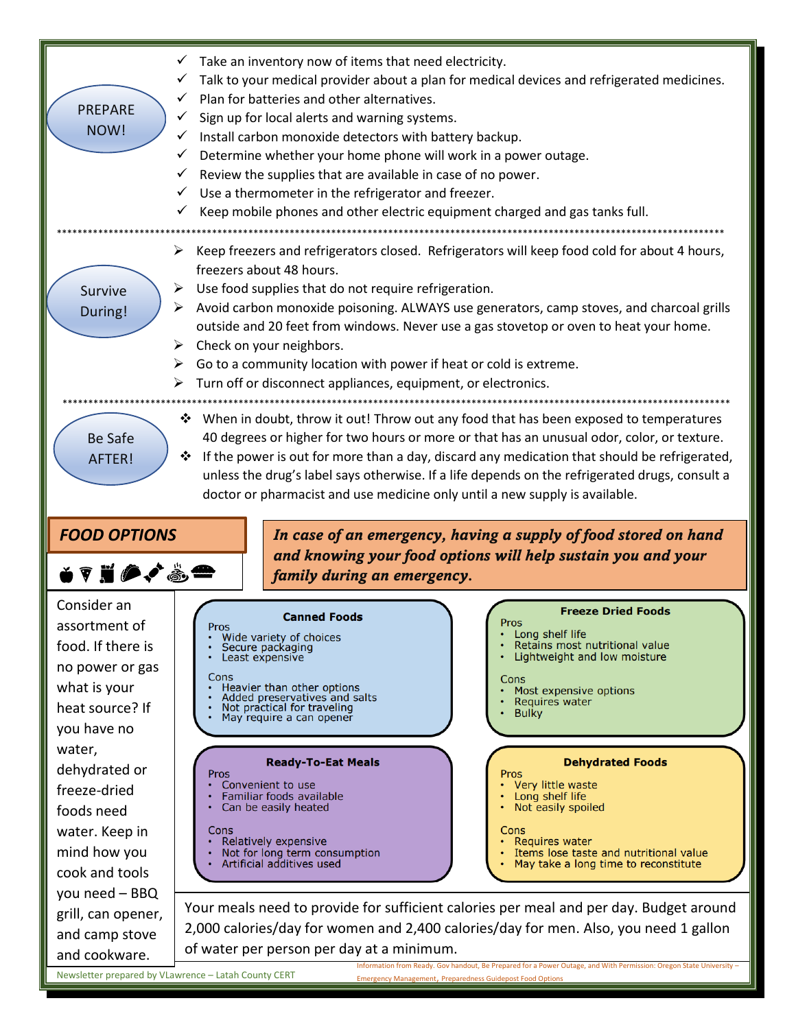**PREPARE NOW!**

- ✓ Take an inventory now of items that need electricity.
- ✓ Talk to your medical provider about a plan for medical devices and refrigerated medicines.
- ✓ Plan for batteries and other alternatives.
- ✓ Sign up for local alerts and warning systems.
- ✓ Install carbon monoxide detectors with battery backup.
- ✓ Determine whether your home phone will work in a power outage.
- ✓ Review the supplies that are available in case of no power.
- ✓ Use a thermometer in the refrigerator and freezer.
- ✓ Keep mobile phones and other electric equipment charged and gas tanks full.

**Survive During!**

- ➢ Keep freezers and refrigerators closed. Refrigerators will keep food cold for about 4 hours, freezers about 48 hours.
- ➢ Use food supplies that do not require refrigeration.
- ➢ Avoid carbon monoxide poisoning. ALWAYS use generators, camp stoves, and charcoal grills outside and 20 feet from windows. Never use a gas stovetop or oven to heat your home.
- ➢ Check on your neighbors.
- ➢ Go to a community location with power if heat or cold is extreme.
- ➢ Turn off or disconnect appliances, equipment, or electronics.

**Be Safe AFTER!**

- ❖ When in doubt, throw it out! Throw out any food that has been exposed to temperatures 40 degrees or higher for two hours or more or that has an unusual odor, color, or texture.
- ❖ If the power is out for more than a day, discard any medication that should be refrigerated, unless the drug's label says otherwise. If a life depends on the refrigerated drugs, consult a doctor or pharmacist and use medicine only until a new supply is available.

## *FOOD OPTIONS*

***In case of an emergency, having a supply of food stored on hand and knowing your food options will help sustain you and your family during an emergency.***

Consider an assortment of food. If there is no power or gas what is your heat source? If you have no water, dehydrated or freeze-dried foods need water. Keep in mind how you cook and tools you need – BBQ grill, can opener, and camp stove and cookware.

**Canned Foods**

Pros
- Wide variety of choices
- Secure packaging
- Least expensive

Cons
- Heavier than other options
- Added preservatives and salts
- Not practical for traveling
- May require a can opener

**Freeze Dried Foods**

Pros
- Long shelf life
- Retains most nutritional value
- Lightweight and low moisture

Cons
- Most expensive options
- Requires water
- Bulky

**Ready-To-Eat Meals**

Pros
- Convenient to use
- Familiar foods available
- Can be easily heated

Cons
- Relatively expensive
- Not for long term consumption
- Artificial additives used

**Dehydrated Foods**

Pros
- Very little waste
- Long shelf life
- Not easily spoiled

Cons
- Requires water
- Items lose taste and nutritional value
- May take a long time to reconstitute

Your meals need to provide for sufficient calories per meal and per day. Budget around 2,000 calories/day for women and 2,400 calories/day for men. Also, you need 1 gallon of water per person per day at a minimum.

Newsletter prepared by VLawrence – Latah County CERT

Information from Ready. Gov handout, Be Prepared for a Power Outage, and With Permission: Oregon State University – Emergency Management, Preparedness Guidepost Food Options